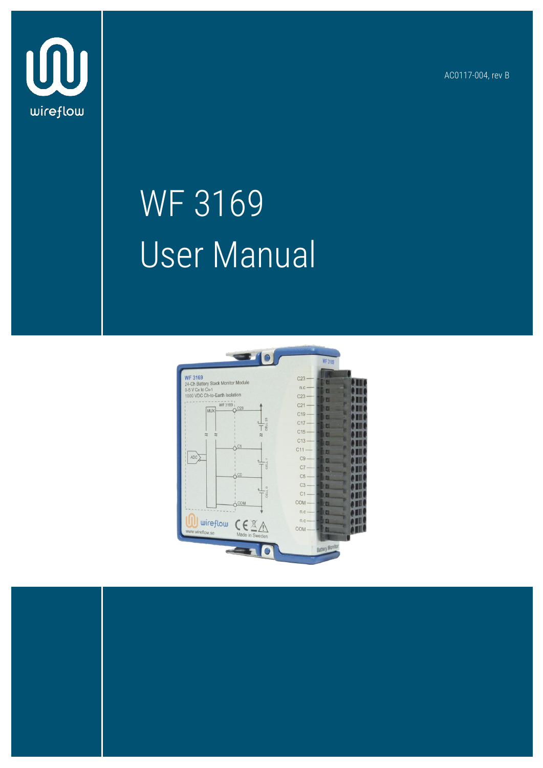wireflow

AC0117-004, rev B

# WF 3169
# User Manual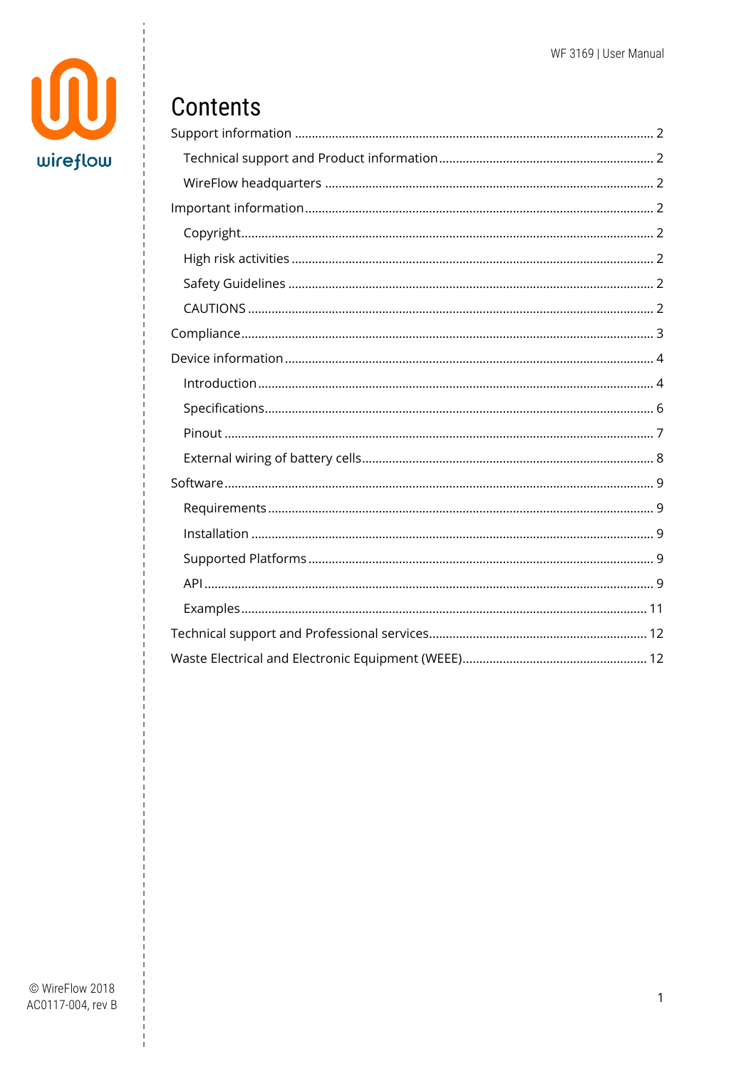# Contents

Support information ........................................................................................................ 2

- Technical support and Product information ............................................................... 2
- WireFlow headquarters ............................................................................................... 2

Important information ...................................................................................................... 2

- Copyright ........................................................................................................................ 2
- High risk activities ......................................................................................................... 2
- Safety Guidelines ........................................................................................................... 2
- CAUTIONS ...................................................................................................................... 2

Compliance ........................................................................................................................ 3

Device information ........................................................................................................... 4

- Introduction .................................................................................................................... 4
- Specifications ................................................................................................................. 6
- Pinout ............................................................................................................................. 7
- External wiring of battery cells ..................................................................................... 8

Software ............................................................................................................................. 9

- Requirements ................................................................................................................. 9
- Installation ...................................................................................................................... 9
- Supported Platforms ...................................................................................................... 9
- API ................................................................................................................................... 9
- Examples ...................................................................................................................... 11

Technical support and Professional services ................................................................ 12

Waste Electrical and Electronic Equipment (WEEE) ...................................................... 12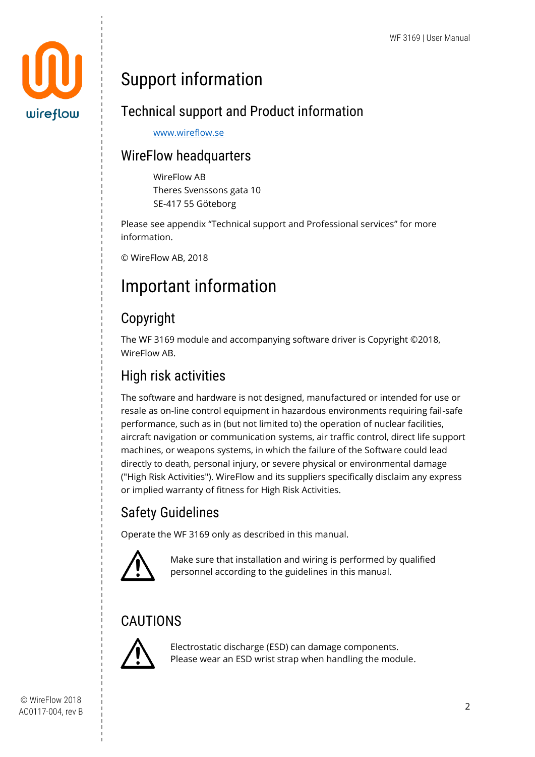# Support information

## Technical support and Product information

www.wireflow.se

## WireFlow headquarters

WireFlow AB
Theres Svenssons gata 10
SE-417 55 Göteborg

Please see appendix "Technical support and Professional services" for more information.

© WireFlow AB, 2018

# Important information

## Copyright

The WF 3169 module and accompanying software driver is Copyright ©2018, WireFlow AB.

## High risk activities

The software and hardware is not designed, manufactured or intended for use or resale as on-line control equipment in hazardous environments requiring fail-safe performance, such as in (but not limited to) the operation of nuclear facilities, aircraft navigation or communication systems, air traffic control, direct life support machines, or weapons systems, in which the failure of the Software could lead directly to death, personal injury, or severe physical or environmental damage ("High Risk Activities"). WireFlow and its suppliers specifically disclaim any express or implied warranty of fitness for High Risk Activities.

## Safety Guidelines

Operate the WF 3169 only as described in this manual.

Make sure that installation and wiring is performed by qualified personnel according to the guidelines in this manual.

## CAUTIONS

Electrostatic discharge (ESD) can damage components. Please wear an ESD wrist strap when handling the module.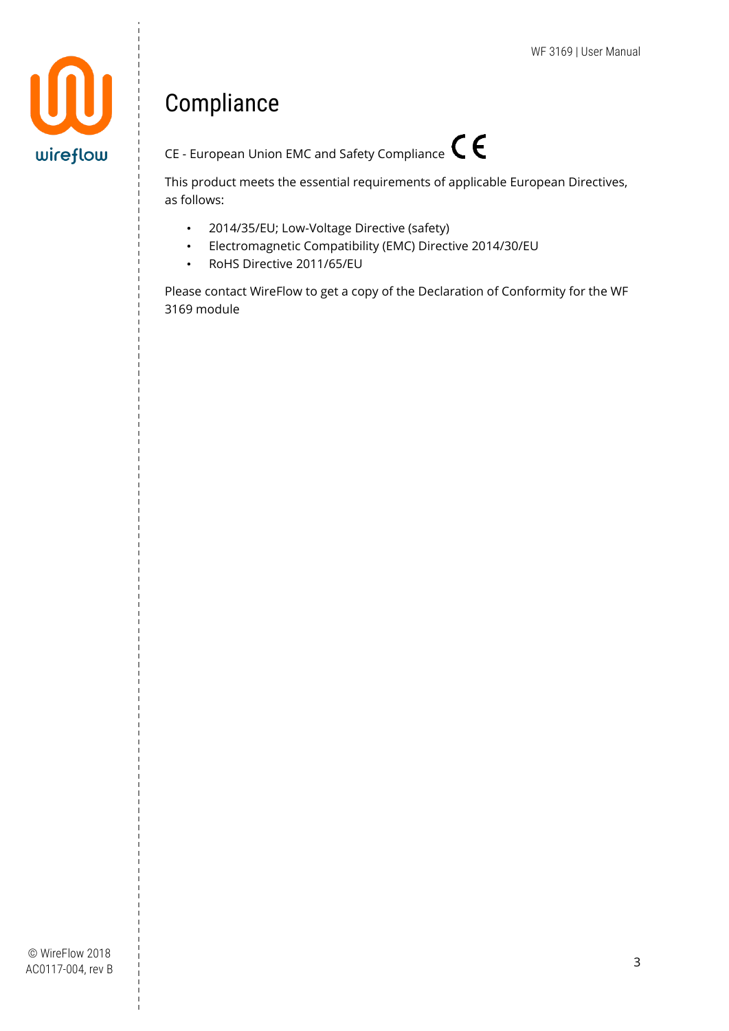# Compliance

CE - European Union EMC and Safety Compliance CE

This product meets the essential requirements of applicable European Directives, as follows:

- 2014/35/EU; Low-Voltage Directive (safety)
- Electromagnetic Compatibility (EMC) Directive 2014/30/EU
- RoHS Directive 2011/65/EU

Please contact WireFlow to get a copy of the Declaration of Conformity for the WF 3169 module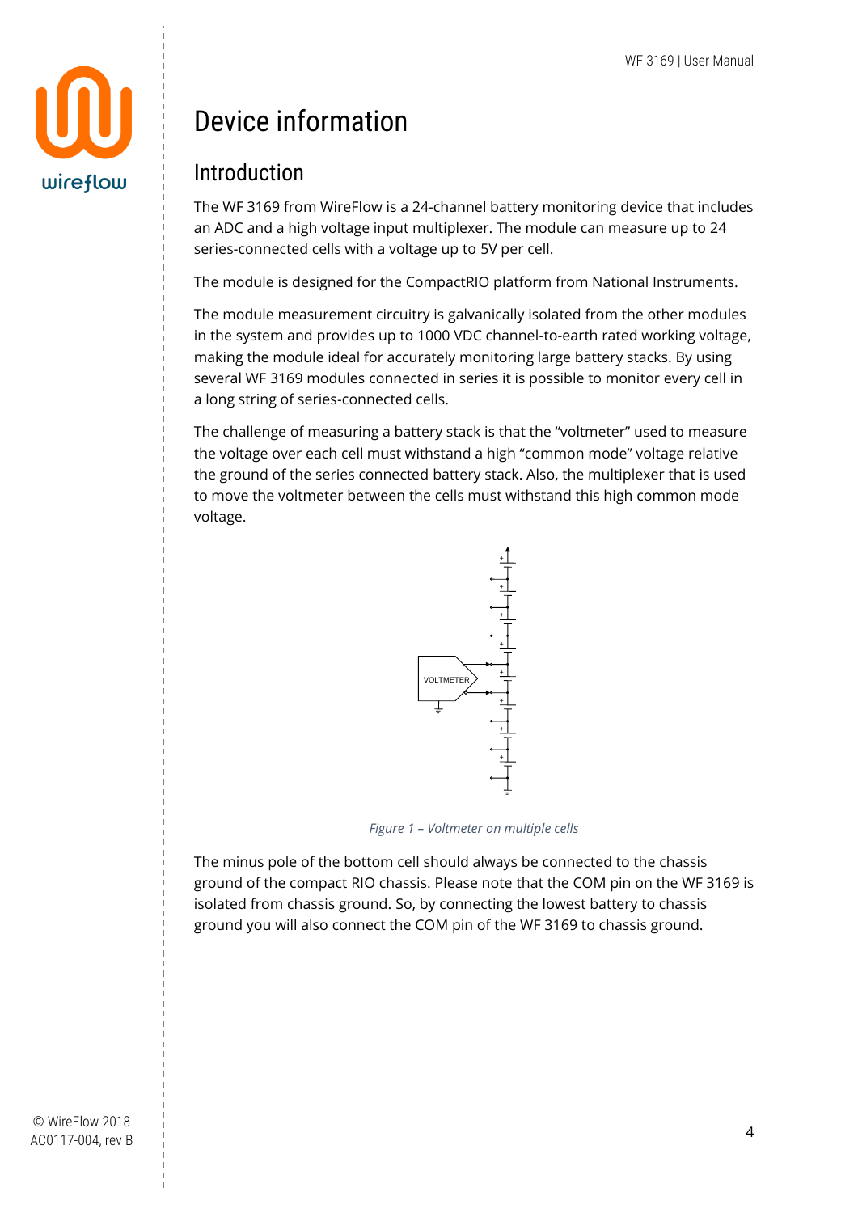# Device information

## Introduction

The WF 3169 from WireFlow is a 24-channel battery monitoring device that includes an ADC and a high voltage input multiplexer. The module can measure up to 24 series-connected cells with a voltage up to 5V per cell.

The module is designed for the CompactRIO platform from National Instruments.

The module measurement circuitry is galvanically isolated from the other modules in the system and provides up to 1000 VDC channel-to-earth rated working voltage, making the module ideal for accurately monitoring large battery stacks. By using several WF 3169 modules connected in series it is possible to monitor every cell in a long string of series-connected cells.

The challenge of measuring a battery stack is that the "voltmeter" used to measure the voltage over each cell must withstand a high "common mode" voltage relative the ground of the series connected battery stack. Also, the multiplexer that is used to move the voltmeter between the cells must withstand this high common mode voltage.

*Figure 1 – Voltmeter on multiple cells*

The minus pole of the bottom cell should always be connected to the chassis ground of the compact RIO chassis. Please note that the COM pin on the WF 3169 is isolated from chassis ground. So, by connecting the lowest battery to chassis ground you will also connect the COM pin of the WF 3169 to chassis ground.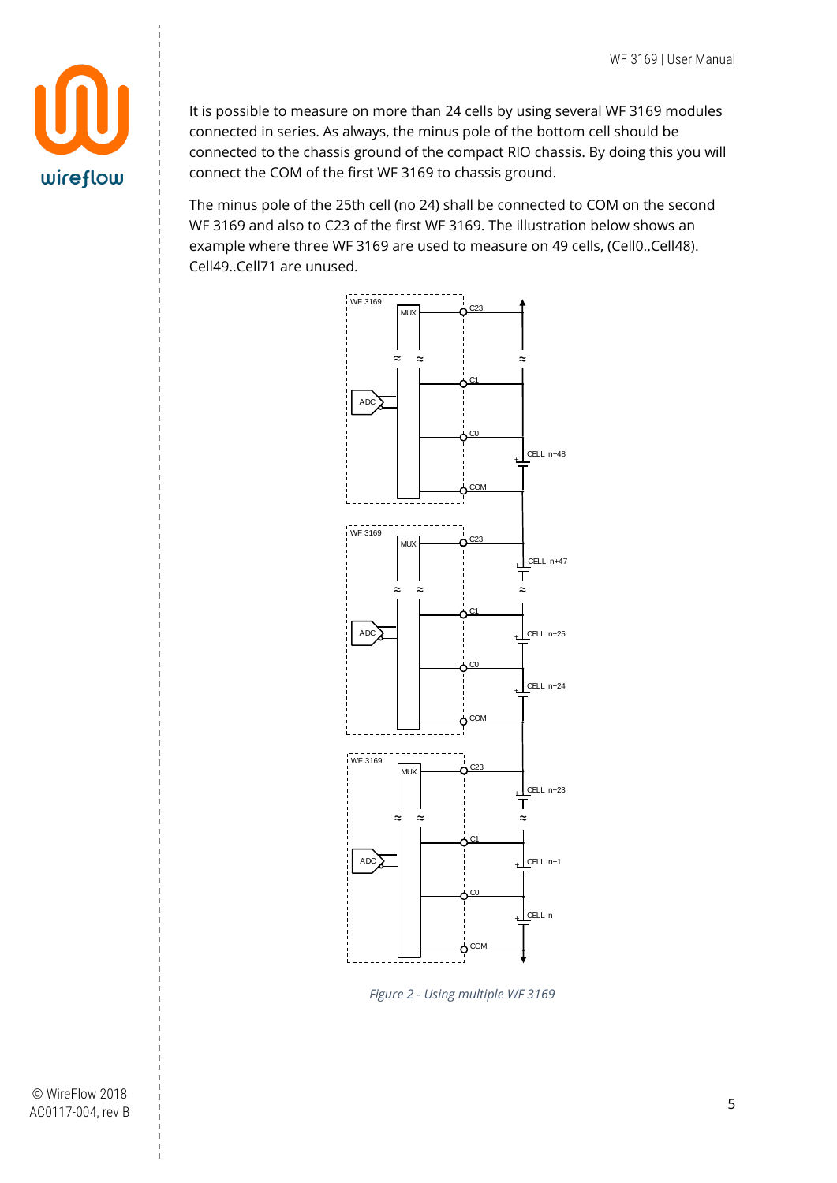It is possible to measure on more than 24 cells by using several WF 3169 modules connected in series. As always, the minus pole of the bottom cell should be connected to the chassis ground of the compact RIO chassis. By doing this you will connect the COM of the first WF 3169 to chassis ground.

The minus pole of the 25th cell (no 24) shall be connected to COM on the second WF 3169 and also to C23 of the first WF 3169. The illustration below shows an example where three WF 3169 are used to measure on 49 cells, (Cell0..Cell48). Cell49..Cell71 are unused.

*Figure 2 - Using multiple WF 3169*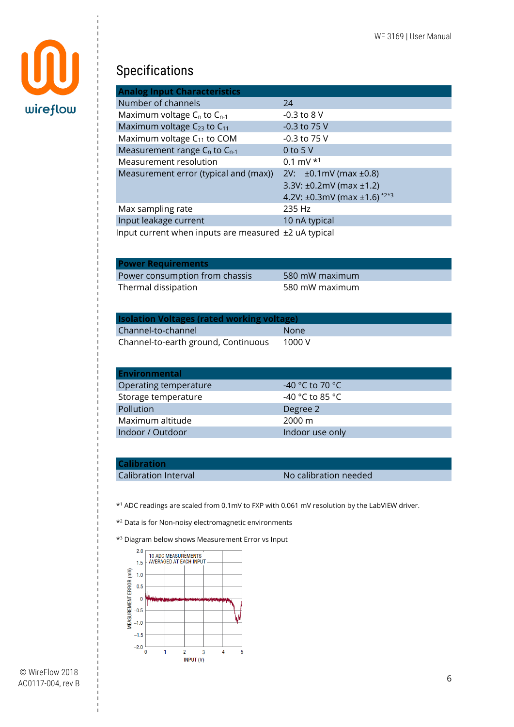## Specifications

| Analog Input Characteristics | |
|---|---|
| Number of channels | 24 |
| Maximum voltage $C_n$ to $C_{n-1}$ | -0.3 to 8 V |
| Maximum voltage $C_{23}$ to $C_{11}$ | -0.3 to 75 V |
| Maximum voltage $C_{11}$ to COM | -0.3 to 75 V |
| Measurement range $C_n$ to $C_{n-1}$ | 0 to 5 V |
| Measurement resolution | 0.1 mV *1 |
| Measurement error (typical and (max)) | 2V: ±0.1mV (max ±0.8)<br>3.3V: ±0.2mV (max ±1.2)<br>4.2V: ±0.3mV (max ±1.6) *2*3 |
| Max sampling rate | 235 Hz |
| Input leakage current | 10 nA typical |
| Input current when inputs are measured | ±2 uA typical |

| Power Requirements | |
|---|---|
| Power consumption from chassis | 580 mW maximum |
| Thermal dissipation | 580 mW maximum |

| Isolation Voltages (rated working voltage) | |
|---|---|
| Channel-to-channel | None |
| Channel-to-earth ground, Continuous | 1000 V |

| Environmental | |
|---|---|
| Operating temperature | -40 °C to 70 °C |
| Storage temperature | -40 °C to 85 °C |
| Pollution | Degree 2 |
| Maximum altitude | 2000 m |
| Indoor / Outdoor | Indoor use only |

| Calibration | |
|---|---|
| Calibration Interval | No calibration needed |

*1 ADC readings are scaled from 0.1mV to FXP with 0.061 mV resolution by the LabVIEW driver.

*2 Data is for Non-noisy electromagnetic environments

*3 Diagram below shows Measurement Error vs Input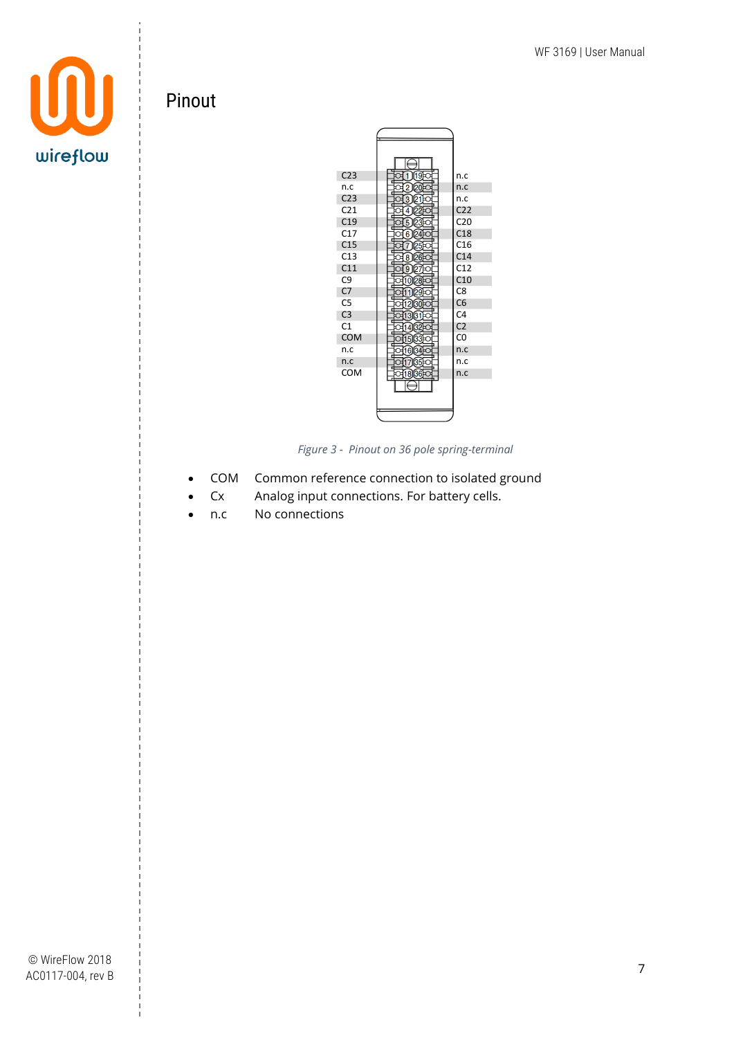## Pinout

| Signal | Pin | Pin | Signal |
|---|---|---|---|
| C23 | 1 | 19 | n.c |
| n.c | 2 | 20 | n.c |
| C23 | 3 | 21 | n.c |
| C21 | 4 | 22 | C22 |
| C19 | 5 | 23 | C20 |
| C17 | 6 | 24 | C18 |
| C15 | 7 | 25 | C16 |
| C13 | 8 | 26 | C14 |
| C11 | 9 | 27 | C12 |
| C9 | 10 | 28 | C10 |
| C7 | 11 | 29 | C8 |
| C5 | 12 | 30 | C6 |
| C3 | 13 | 31 | C4 |
| C1 | 14 | 32 | C2 |
| COM | 15 | 33 | C0 |
| n.c | 16 | 34 | n.c |
| n.c | 17 | 35 | n.c |
| COM | 18 | 36 | n.c |

*Figure 3 - Pinout on 36 pole spring-terminal*

- COM Common reference connection to isolated ground
- Cx Analog input connections. For battery cells.
- n.c No connections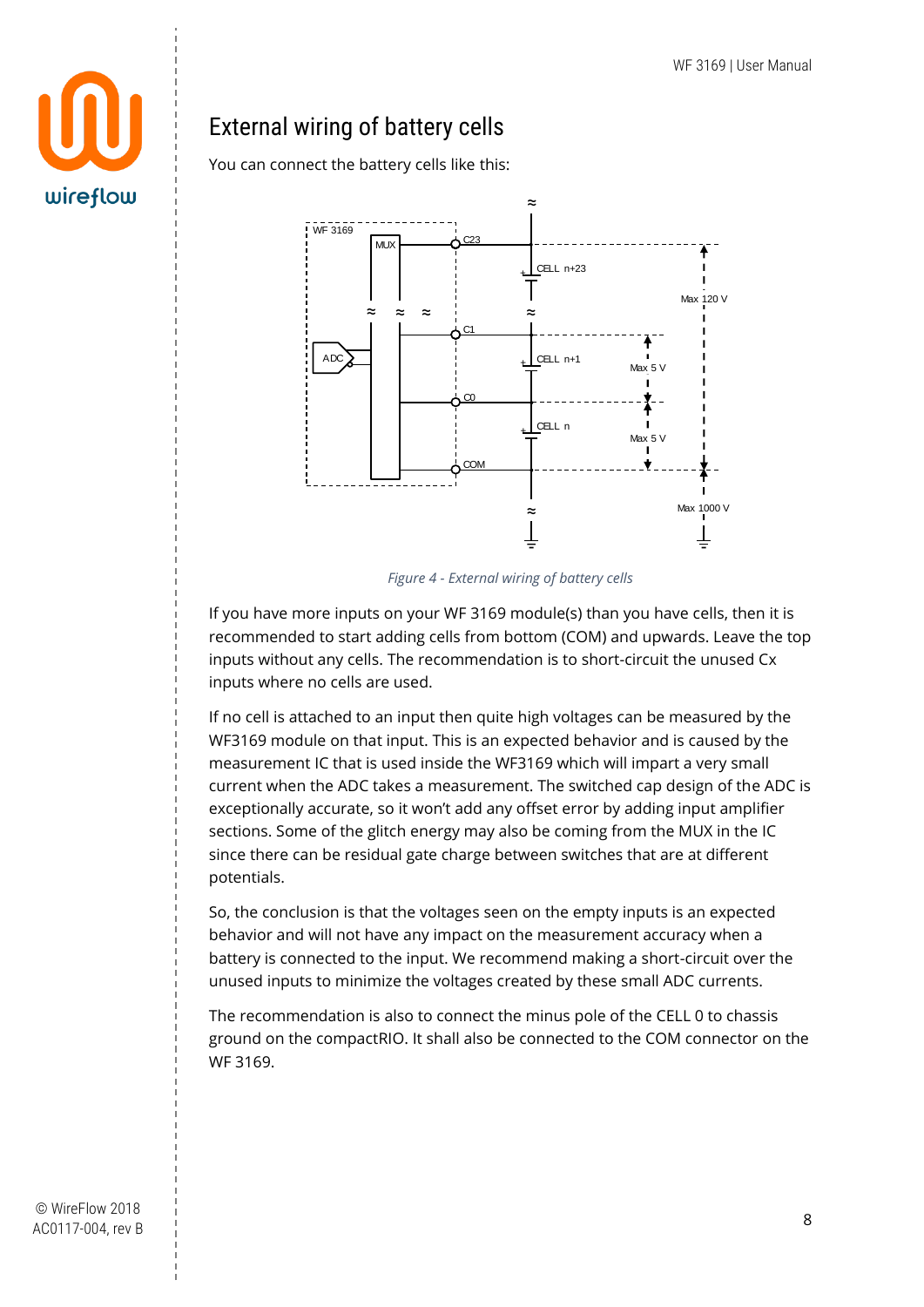## External wiring of battery cells

You can connect the battery cells like this:

*Figure 4 - External wiring of battery cells*

If you have more inputs on your WF 3169 module(s) than you have cells, then it is recommended to start adding cells from bottom (COM) and upwards. Leave the top inputs without any cells. The recommendation is to short-circuit the unused Cx inputs where no cells are used.

If no cell is attached to an input then quite high voltages can be measured by the WF3169 module on that input. This is an expected behavior and is caused by the measurement IC that is used inside the WF3169 which will impart a very small current when the ADC takes a measurement. The switched cap design of the ADC is exceptionally accurate, so it won't add any offset error by adding input amplifier sections. Some of the glitch energy may also be coming from the MUX in the IC since there can be residual gate charge between switches that are at different potentials.

So, the conclusion is that the voltages seen on the empty inputs is an expected behavior and will not have any impact on the measurement accuracy when a battery is connected to the input. We recommend making a short-circuit over the unused inputs to minimize the voltages created by these small ADC currents.

The recommendation is also to connect the minus pole of the CELL 0 to chassis ground on the compactRIO. It shall also be connected to the COM connector on the WF 3169.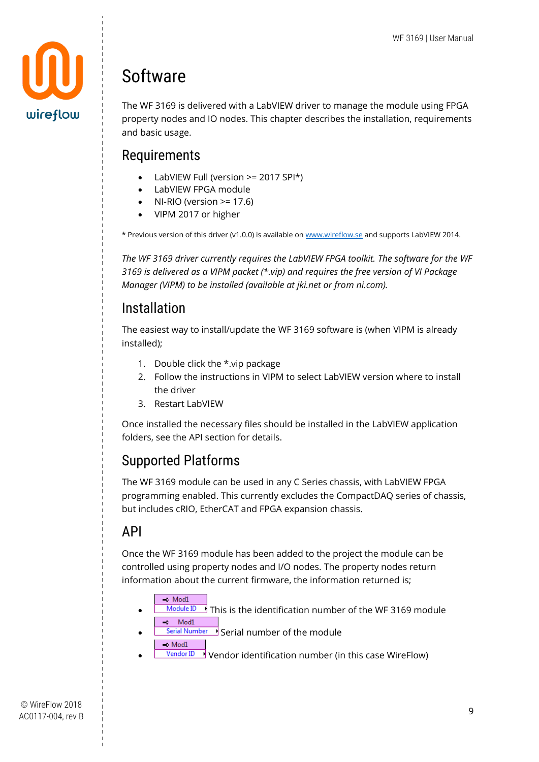# Software

The WF 3169 is delivered with a LabVIEW driver to manage the module using FPGA property nodes and IO nodes. This chapter describes the installation, requirements and basic usage.

## Requirements

- LabVIEW Full (version >= 2017 SPI*)
- LabVIEW FPGA module
- NI-RIO (version >= 17.6)
- VIPM 2017 or higher

* Previous version of this driver (v1.0.0) is available on www.wireflow.se and supports LabVIEW 2014.

*The WF 3169 driver currently requires the LabVIEW FPGA toolkit. The software for the WF 3169 is delivered as a VIPM packet (*.vip) and requires the free version of VI Package Manager (VIPM) to be installed (available at jki.net or from ni.com).*

## Installation

The easiest way to install/update the WF 3169 software is (when VIPM is already installed);

1. Double click the *.vip package
2. Follow the instructions in VIPM to select LabVIEW version where to install the driver
3. Restart LabVIEW

Once installed the necessary files should be installed in the LabVIEW application folders, see the API section for details.

## Supported Platforms

The WF 3169 module can be used in any C Series chassis, with LabVIEW FPGA programming enabled. This currently excludes the CompactDAQ series of chassis, but includes cRIO, EtherCAT and FPGA expansion chassis.

## API

Once the WF 3169 module has been added to the project the module can be controlled using property nodes and I/O nodes. The property nodes return information about the current firmware, the information returned is;

- Mod1 / Module ID — This is the identification number of the WF 3169 module
- Mod1 / Serial Number — Serial number of the module
- Mod1 / Vendor ID — Vendor identification number (in this case WireFlow)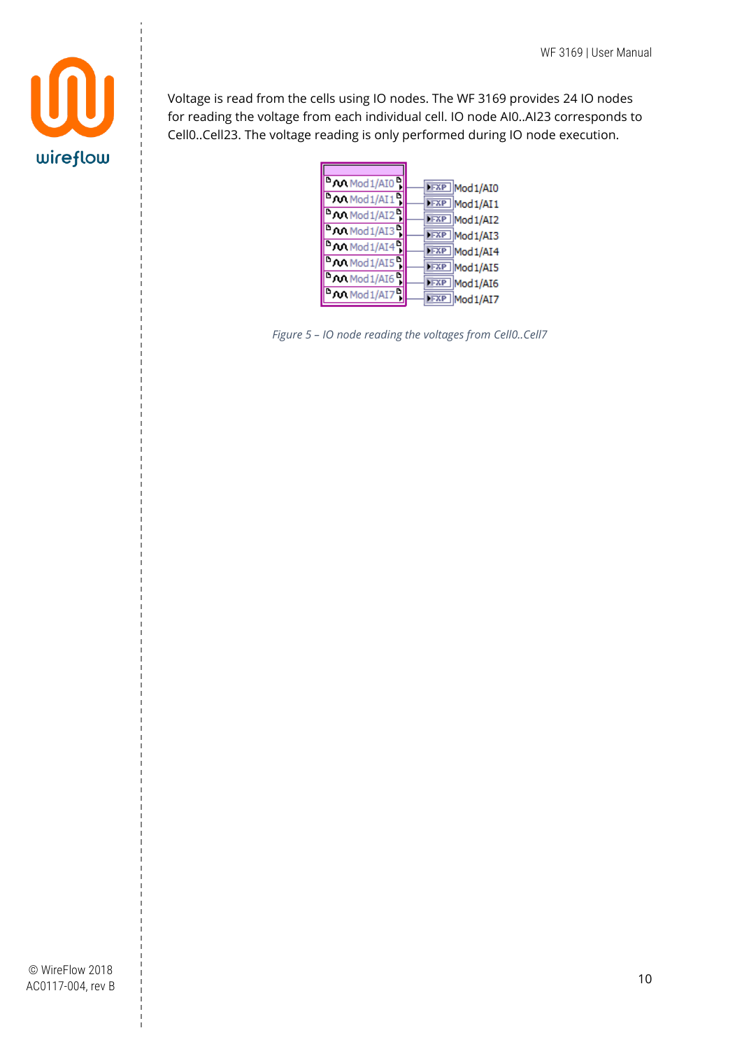Voltage is read from the cells using IO nodes. The WF 3169 provides 24 IO nodes for reading the voltage from each individual cell. IO node AI0..AI23 corresponds to Cell0..Cell23. The voltage reading is only performed during IO node execution.

*Figure 5 – IO node reading the voltages from Cell0..Cell7*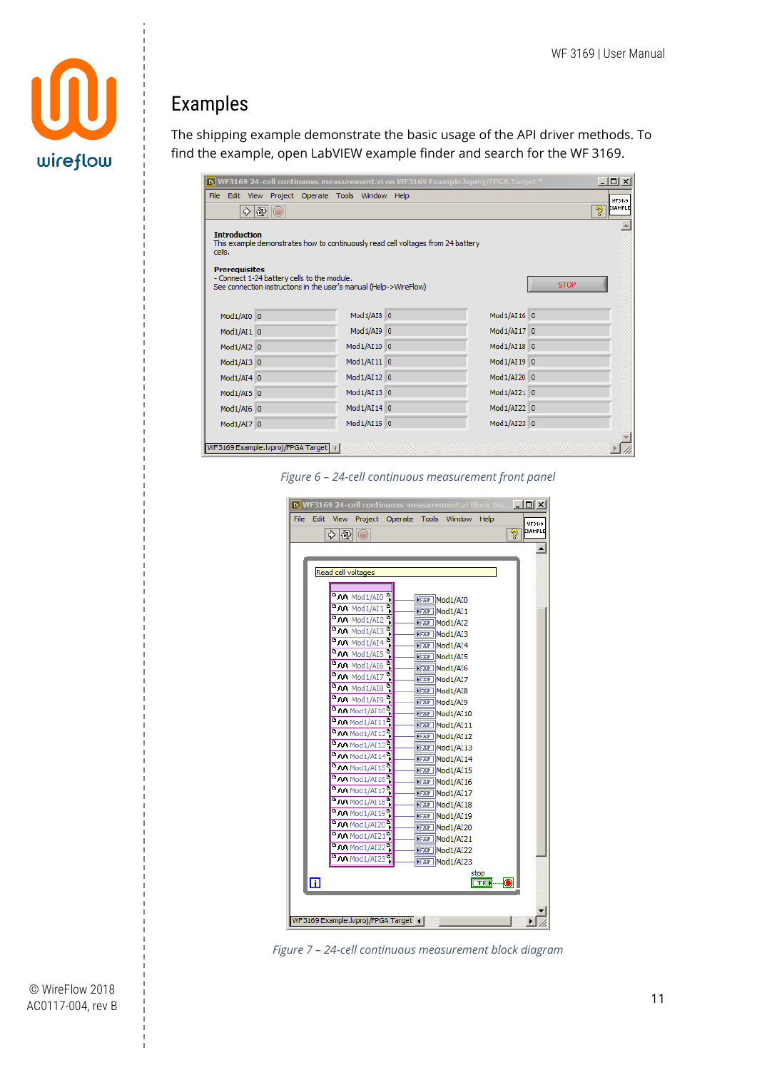## Examples

The shipping example demonstrate the basic usage of the API driver methods. To find the example, open LabVIEW example finder and search for the WF 3169.

*Figure 6 – 24-cell continuous measurement front panel*

*Figure 7 – 24-cell continuous measurement block diagram*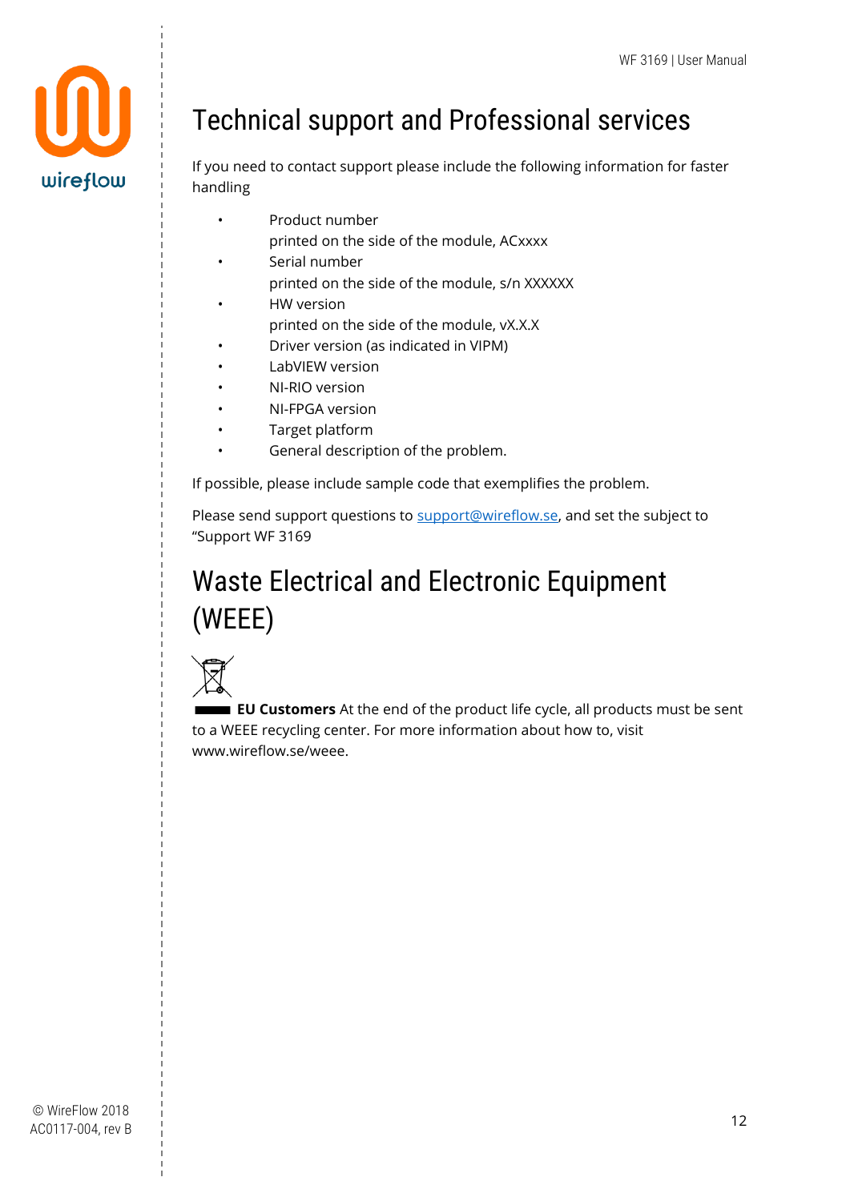# Technical support and Professional services

If you need to contact support please include the following information for faster handling

- Product number
  printed on the side of the module, ACxxxx
- Serial number
  printed on the side of the module, s/n XXXXXX
- HW version
  printed on the side of the module, vX.X.X
- Driver version (as indicated in VIPM)
- LabVIEW version
- NI-RIO version
- NI-FPGA version
- Target platform
- General description of the problem.

If possible, please include sample code that exemplifies the problem.

Please send support questions to support@wireflow.se, and set the subject to "Support WF 3169

# Waste Electrical and Electronic Equipment (WEEE)

**EU Customers** At the end of the product life cycle, all products must be sent to a WEEE recycling center. For more information about how to, visit www.wireflow.se/weee.

© WireFlow 2018
AC0117-004, rev B